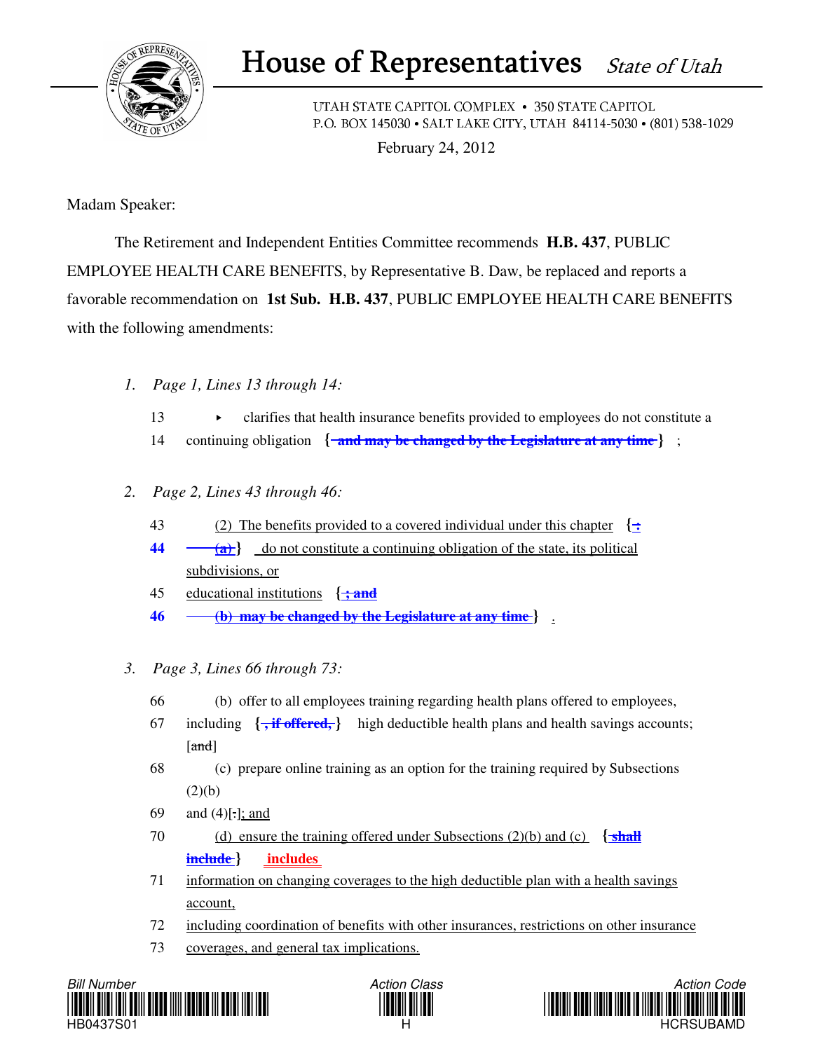# House of Representatives *State of Utah*

UTAH STATE CAPITOL COMPLEX • 350 STATE CAPITOL
P.O. BOX 145030 • SALT LAKE CITY, UTAH 84114-5030 • (801) 538-1029

February 24, 2012

Madam Speaker:

The Retirement and Independent Entities Committee recommends **H.B. 437**, PUBLIC EMPLOYEE HEALTH CARE BENEFITS, by Representative B. Daw, be replaced and reports a favorable recommendation on **1st Sub. H.B. 437**, PUBLIC EMPLOYEE HEALTH CARE BENEFITS with the following amendments:

1. *Page 1, Lines 13 through 14:*

   13 ▸ clarifies that health insurance benefits provided to employees do not constitute a

   14 continuing obligation {~~and may be changed by the Legislature at any time~~} ;

2. *Page 2, Lines 43 through 46:*

   43 (2) The benefits provided to a covered individual under this chapter {~~:~~

   **44** ~~(a)~~} do not constitute a continuing obligation of the state, its political subdivisions, or

   45 educational institutions {~~; and~~

   **46** ~~(b) may be changed by the Legislature at any time~~} .

3. *Page 3, Lines 66 through 73:*

   66 (b) offer to all employees training regarding health plans offered to employees,

   67 including {~~, if offered,~~} high deductible health plans and health savings accounts; [~~and~~]

   68 (c) prepare online training as an option for the training required by Subsections (2)(b)

   69 and (4)[~~.~~]; and

   70 (d) ensure the training offered under Subsections (2)(b) and (c) {~~shall include~~} includes

   71 information on changing coverages to the high deductible plan with a health savings account,

   72 including coordination of benefits with other insurances, restrictions on other insurance

   73 coverages, and general tax implications.

Bill Number: HB0437S01 | Action Class: H | Action Code: HCRSUBAMD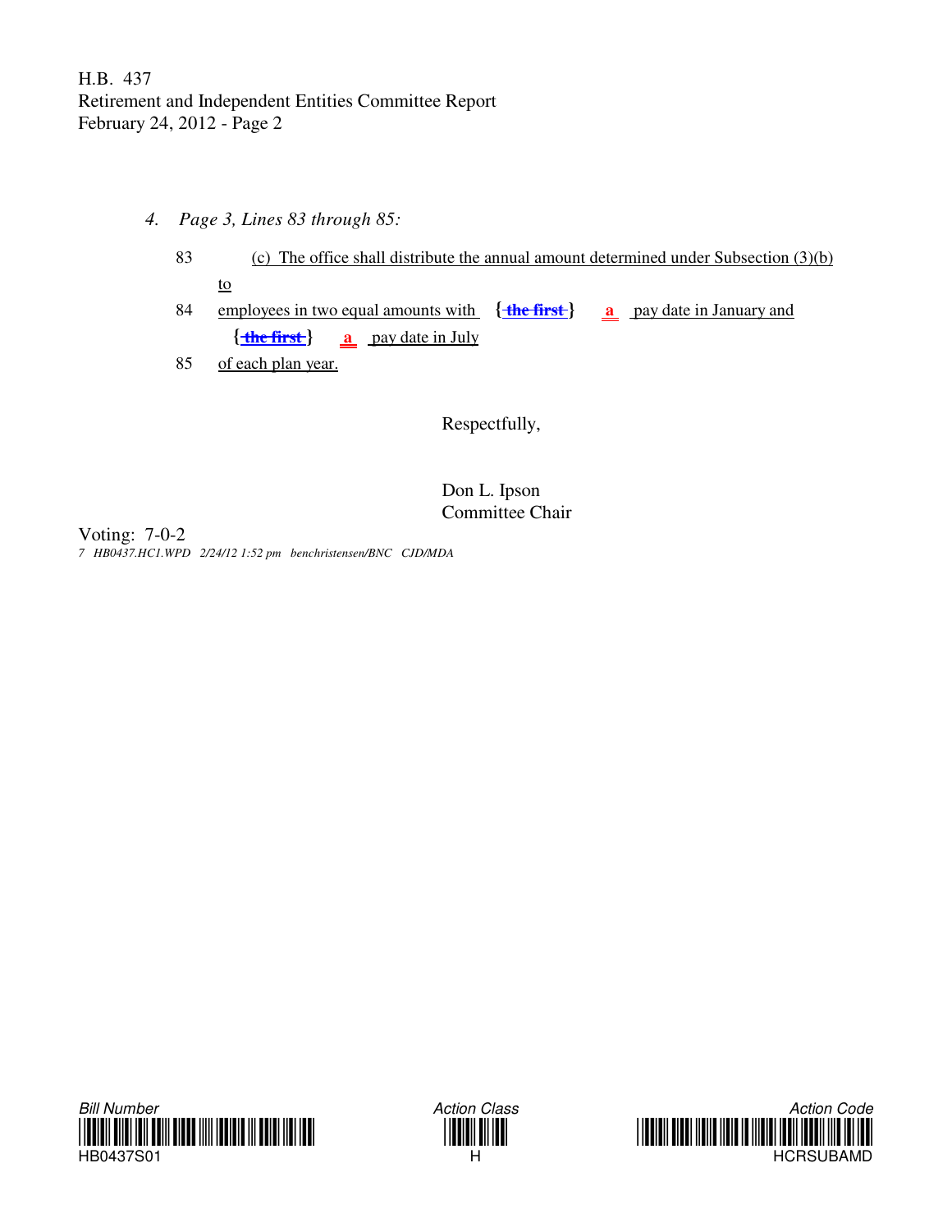H.B. 437
Retirement and Independent Entities Committee Report
February 24, 2012 - Page 2

4. *Page 3, Lines 83 through 85:*

83 (c) The office shall distribute the annual amount determined under Subsection (3)(b) to

84 employees in two equal amounts with {~~the first~~} **a** pay date in January and {~~the first~~} **a** pay date in July

85 of each plan year.

Respectfully,

Don L. Ipson
Committee Chair

Voting: 7-0-2

*7 HB0437.HC1.WPD 2/24/12 1:52 pm benchristensen/BNC CJD/MDA*

Bill Number
HB0437S01

Action Class
H

Action Code
HCRSUBAMD